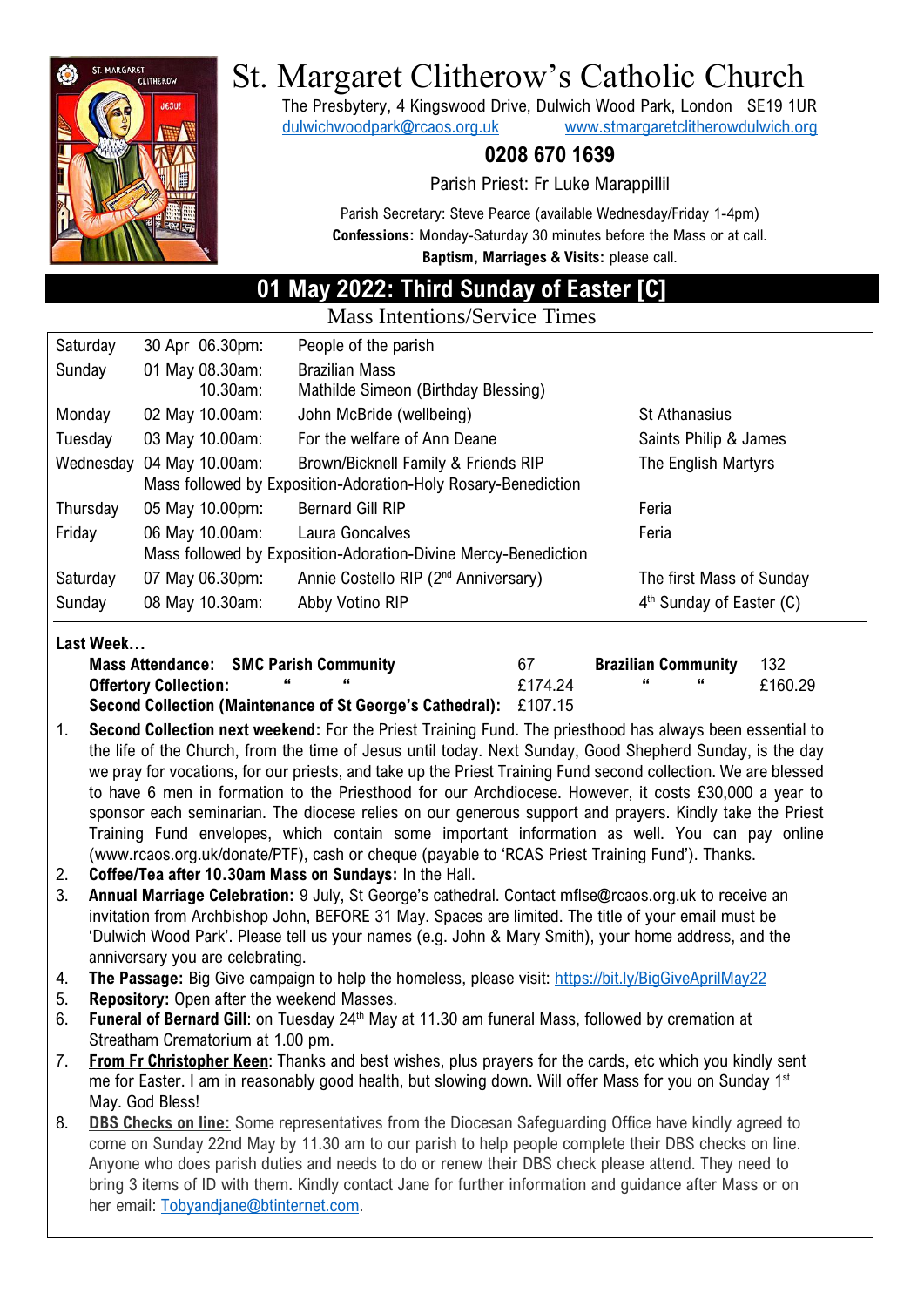# St. Margaret Clitherow's Catholic Church

The Presbytery, 4 Kingswood Drive, Dulwich Wood Park, London SE19 1UR
dulwichwoodpark@rcaos.org.uk www.stmargaretclitherowdulwich.org

**0208 670 1639**

Parish Priest: Fr Luke Marappillil

Parish Secretary: Steve Pearce (available Wednesday/Friday 1-4pm)
**Confessions:** Monday-Saturday 30 minutes before the Mass or at call.
**Baptism, Marriages & Visits:** please call.

## 01 May 2022: Third Sunday of Easter [C]

### Mass Intentions/Service Times

| | | | |
|---|---|---|---|
| Saturday | 30 Apr 06.30pm: | People of the parish | |
| Sunday | 01 May 08.30am: | Brazilian Mass | |
| | 10.30am: | Mathilde Simeon (Birthday Blessing) | |
| Monday | 02 May 10.00am: | John McBride (wellbeing) | St Athanasius |
| Tuesday | 03 May 10.00am: | For the welfare of Ann Deane | Saints Philip & James |
| Wednesday | 04 May 10.00am: | Brown/Bicknell Family & Friends RIP | The English Martyrs |
| | Mass followed by Exposition-Adoration-Holy Rosary-Benediction | | |
| Thursday | 05 May 10.00pm: | Bernard Gill RIP | Feria |
| Friday | 06 May 10.00am: | Laura Goncalves | Feria |
| | Mass followed by Exposition-Adoration-Divine Mercy-Benediction | | |
| Saturday | 07 May 06.30pm: | Annie Costello RIP (2nd Anniversary) | The first Mass of Sunday |
| Sunday | 08 May 10.30am: | Abby Votino RIP | 4th Sunday of Easter (C) |

**Last Week…**

| | | | | |
|---|---|---|---|---|
| **Mass Attendance: SMC Parish Community** | 67 | **Brazilian Community** | 132 |
| **Offertory Collection:** " " | £174.24 | " " | £160.29 |
| **Second Collection (Maintenance of St George's Cathedral):** | £107.15 | | |

1. **Second Collection next weekend:** For the Priest Training Fund. The priesthood has always been essential to the life of the Church, from the time of Jesus until today. Next Sunday, Good Shepherd Sunday, is the day we pray for vocations, for our priests, and take up the Priest Training Fund second collection. We are blessed to have 6 men in formation to the Priesthood for our Archdiocese. However, it costs £30,000 a year to sponsor each seminarian. The diocese relies on our generous support and prayers. Kindly take the Priest Training Fund envelopes, which contain some important information as well. You can pay online (www.rcaos.org.uk/donate/PTF), cash or cheque (payable to 'RCAS Priest Training Fund'). Thanks.
2. **Coffee/Tea after 10.30am Mass on Sundays:** In the Hall.
3. **Annual Marriage Celebration:** 9 July, St George's cathedral. Contact mflse@rcaos.org.uk to receive an invitation from Archbishop John, BEFORE 31 May. Spaces are limited. The title of your email must be 'Dulwich Wood Park'. Please tell us your names (e.g. John & Mary Smith), your home address, and the anniversary you are celebrating.
4. **The Passage:** Big Give campaign to help the homeless, please visit: https://bit.ly/BigGiveAprilMay22
5. **Repository:** Open after the weekend Masses.
6. **Funeral of Bernard Gill**: on Tuesday 24th May at 11.30 am funeral Mass, followed by cremation at Streatham Crematorium at 1.00 pm.
7. **From Fr Christopher Keen**: Thanks and best wishes, plus prayers for the cards, etc which you kindly sent me for Easter. I am in reasonably good health, but slowing down. Will offer Mass for you on Sunday 1st May. God Bless!
8. **DBS Checks on line:** Some representatives from the Diocesan Safeguarding Office have kindly agreed to come on Sunday 22nd May by 11.30 am to our parish to help people complete their DBS checks on line. Anyone who does parish duties and needs to do or renew their DBS check please attend. They need to bring 3 items of ID with them. Kindly contact Jane for further information and guidance after Mass or on her email: Tobyandjane@btinternet.com.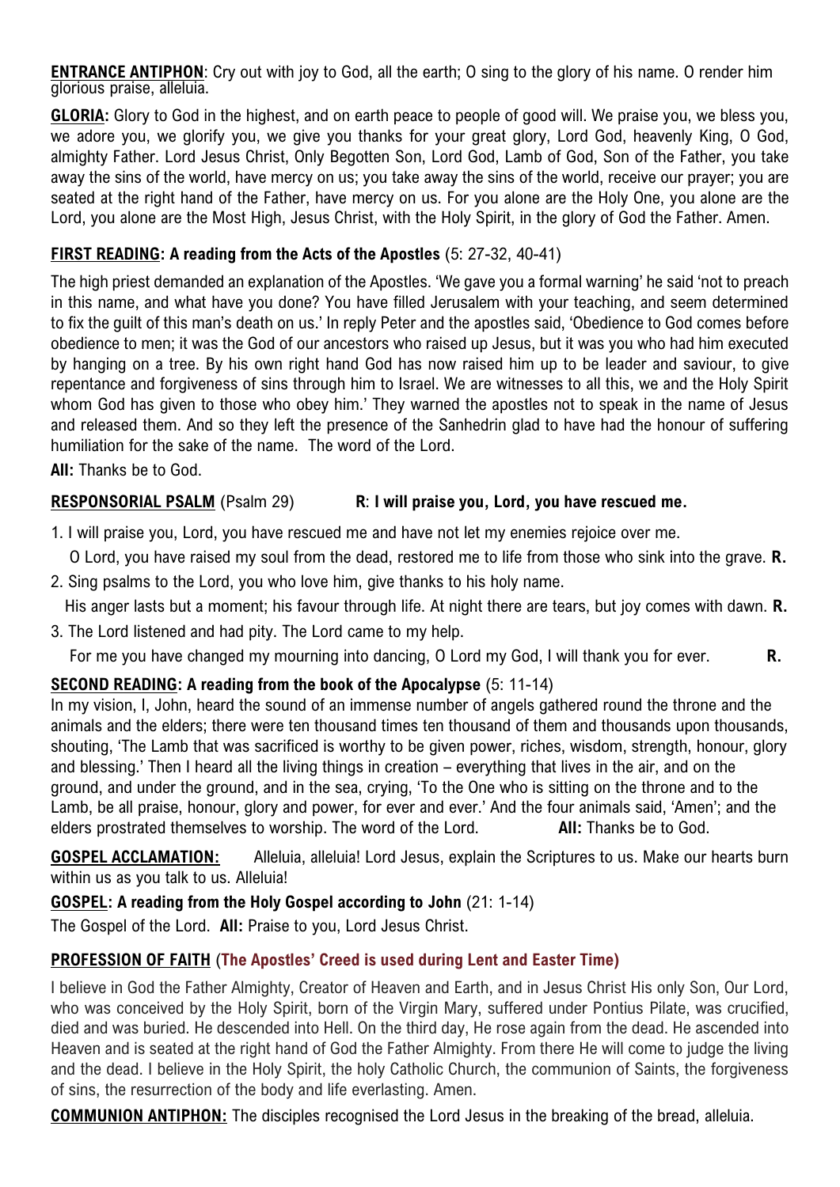**ENTRANCE ANTIPHON**: Cry out with joy to God, all the earth; O sing to the glory of his name. O render him glorious praise, alleluia.

**GLORIA:** Glory to God in the highest, and on earth peace to people of good will. We praise you, we bless you, we adore you, we glorify you, we give you thanks for your great glory, Lord God, heavenly King, O God, almighty Father. Lord Jesus Christ, Only Begotten Son, Lord God, Lamb of God, Son of the Father, you take away the sins of the world, have mercy on us; you take away the sins of the world, receive our prayer; you are seated at the right hand of the Father, have mercy on us. For you alone are the Holy One, you alone are the Lord, you alone are the Most High, Jesus Christ, with the Holy Spirit, in the glory of God the Father. Amen.

**FIRST READING: A reading from the Acts of the Apostles** (5: 27-32, 40-41)

The high priest demanded an explanation of the Apostles. 'We gave you a formal warning' he said 'not to preach in this name, and what have you done? You have filled Jerusalem with your teaching, and seem determined to fix the guilt of this man's death on us.' In reply Peter and the apostles said, 'Obedience to God comes before obedience to men; it was the God of our ancestors who raised up Jesus, but it was you who had him executed by hanging on a tree. By his own right hand God has now raised him up to be leader and saviour, to give repentance and forgiveness of sins through him to Israel. We are witnesses to all this, we and the Holy Spirit whom God has given to those who obey him.' They warned the apostles not to speak in the name of Jesus and released them. And so they left the presence of the Sanhedrin glad to have had the honour of suffering humiliation for the sake of the name. The word of the Lord.

**All:** Thanks be to God.

**RESPONSORIAL PSALM** (Psalm 29) **R**: **I will praise you, Lord, you have rescued me.**

1. I will praise you, Lord, you have rescued me and have not let my enemies rejoice over me.
   O Lord, you have raised my soul from the dead, restored me to life from those who sink into the grave. **R.**
2. Sing psalms to the Lord, you who love him, give thanks to his holy name.
   His anger lasts but a moment; his favour through life. At night there are tears, but joy comes with dawn. **R.**
3. The Lord listened and had pity. The Lord came to my help.
   For me you have changed my mourning into dancing, O Lord my God, I will thank you for ever. **R.**

**SECOND READING: A reading from the book of the Apocalypse** (5: 11-14)

In my vision, I, John, heard the sound of an immense number of angels gathered round the throne and the animals and the elders; there were ten thousand times ten thousand of them and thousands upon thousands, shouting, 'The Lamb that was sacrificed is worthy to be given power, riches, wisdom, strength, honour, glory and blessing.' Then I heard all the living things in creation – everything that lives in the air, and on the ground, and under the ground, and in the sea, crying, 'To the One who is sitting on the throne and to the Lamb, be all praise, honour, glory and power, for ever and ever.' And the four animals said, 'Amen'; and the elders prostrated themselves to worship. The word of the Lord. **All:** Thanks be to God.

**GOSPEL ACCLAMATION:** Alleluia, alleluia! Lord Jesus, explain the Scriptures to us. Make our hearts burn within us as you talk to us. Alleluia!

**GOSPEL: A reading from the Holy Gospel according to John** (21: 1-14)

The Gospel of the Lord. **All:** Praise to you, Lord Jesus Christ.

**PROFESSION OF FAITH** (**The Apostles' Creed is used during Lent and Easter Time)**

I believe in God the Father Almighty, Creator of Heaven and Earth, and in Jesus Christ His only Son, Our Lord, who was conceived by the Holy Spirit, born of the Virgin Mary, suffered under Pontius Pilate, was crucified, died and was buried. He descended into Hell. On the third day, He rose again from the dead. He ascended into Heaven and is seated at the right hand of God the Father Almighty. From there He will come to judge the living and the dead. I believe in the Holy Spirit, the holy Catholic Church, the communion of Saints, the forgiveness of sins, the resurrection of the body and life everlasting. Amen.

**COMMUNION ANTIPHON:** The disciples recognised the Lord Jesus in the breaking of the bread, alleluia.